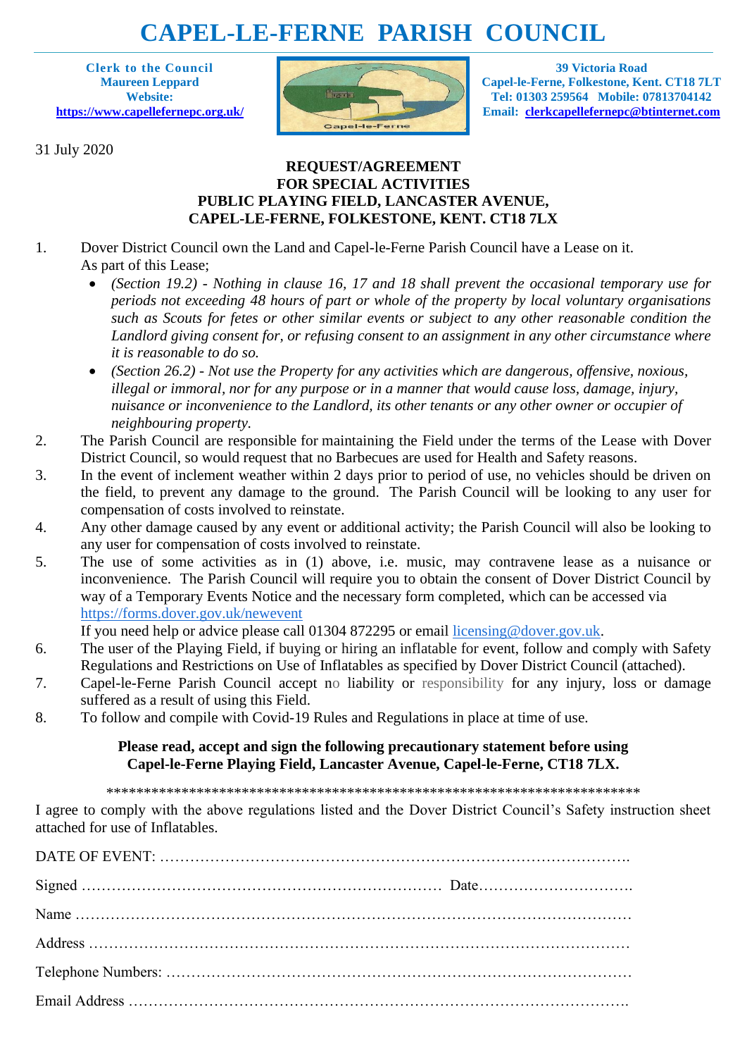# CAPEL-LE-FERNE PARISH COUNCIL

**Clerk to the Council**
**Maureen Leppard**
**Website:**
**https://www.capellefernepc.org.uk/**

**39 Victoria Road**
**Capel-le-Ferne, Folkestone, Kent. CT18 7LT**
**Tel: 01303 259564 Mobile: 07813704142**
**Email: clerkcapellefernepc@btinternet.com**

31 July 2020

**REQUEST/AGREEMENT**
**FOR SPECIAL ACTIVITIES**
**PUBLIC PLAYING FIELD, LANCASTER AVENUE,**
**CAPEL-LE-FERNE, FOLKESTONE, KENT. CT18 7LX**

1. Dover District Council own the Land and Capel-le-Ferne Parish Council have a Lease on it. As part of this Lease;
   - *(Section 19.2) - Nothing in clause 16, 17 and 18 shall prevent the occasional temporary use for periods not exceeding 48 hours of part or whole of the property by local voluntary organisations such as Scouts for fetes or other similar events or subject to any other reasonable condition the Landlord giving consent for, or refusing consent to an assignment in any other circumstance where it is reasonable to do so.*
   - *(Section 26.2) - Not use the Property for any activities which are dangerous, offensive, noxious, illegal or immoral, nor for any purpose or in a manner that would cause loss, damage, injury, nuisance or inconvenience to the Landlord, its other tenants or any other owner or occupier of neighbouring property.*
2. The Parish Council are responsible for maintaining the Field under the terms of the Lease with Dover District Council, so would request that no Barbecues are used for Health and Safety reasons.
3. In the event of inclement weather within 2 days prior to period of use, no vehicles should be driven on the field, to prevent any damage to the ground. The Parish Council will be looking to any user for compensation of costs involved to reinstate.
4. Any other damage caused by any event or additional activity; the Parish Council will also be looking to any user for compensation of costs involved to reinstate.
5. The use of some activities as in (1) above, i.e. music, may contravene lease as a nuisance or inconvenience. The Parish Council will require you to obtain the consent of Dover District Council by way of a Temporary Events Notice and the necessary form completed, which can be accessed via https://forms.dover.gov.uk/newevent
   If you need help or advice please call 01304 872295 or email licensing@dover.gov.uk.
6. The user of the Playing Field, if buying or hiring an inflatable for event, follow and comply with Safety Regulations and Restrictions on Use of Inflatables as specified by Dover District Council (attached).
7. Capel-le-Ferne Parish Council accept no liability or responsibility for any injury, loss or damage suffered as a result of using this Field.
8. To follow and compile with Covid-19 Rules and Regulations in place at time of use.

**Please read, accept and sign the following precautionary statement before using Capel-le-Ferne Playing Field, Lancaster Avenue, Capel-le-Ferne, CT18 7LX.**

\*\*\*\*\*\*\*\*\*\*\*\*\*\*\*\*\*\*\*\*\*\*\*\*\*\*\*\*\*\*\*\*\*\*\*\*\*\*\*\*\*\*\*\*\*\*\*\*\*\*\*\*\*\*\*\*\*\*\*\*\*\*\*\*\*\*\*\*\*\*\*\*\*\*

I agree to comply with the above regulations listed and the Dover District Council's Safety instruction sheet attached for use of Inflatables.

DATE OF EVENT: …………………………………………………………………………………….

Signed ……………………………………………………………… Date………………………….

Name ……………………………………………………………………………………………………

Address …………………………………………………………………………………………………

Telephone Numbers: ……………………………………………………………………………………

Email Address …………………………………………………………………………………….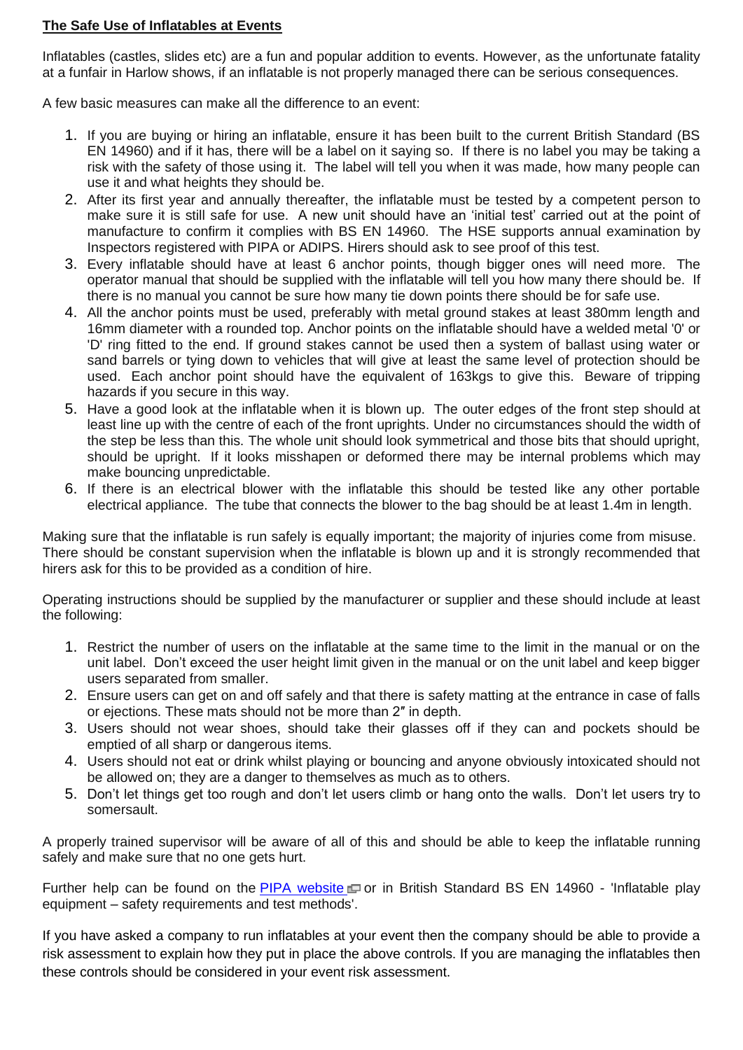**The Safe Use of Inflatables at Events**

Inflatables (castles, slides etc) are a fun and popular addition to events. However, as the unfortunate fatality at a funfair in Harlow shows, if an inflatable is not properly managed there can be serious consequences.

A few basic measures can make all the difference to an event:

1. If you are buying or hiring an inflatable, ensure it has been built to the current British Standard (BS EN 14960) and if it has, there will be a label on it saying so. If there is no label you may be taking a risk with the safety of those using it. The label will tell you when it was made, how many people can use it and what heights they should be.
2. After its first year and annually thereafter, the inflatable must be tested by a competent person to make sure it is still safe for use. A new unit should have an 'initial test' carried out at the point of manufacture to confirm it complies with BS EN 14960. The HSE supports annual examination by Inspectors registered with PIPA or ADIPS. Hirers should ask to see proof of this test.
3. Every inflatable should have at least 6 anchor points, though bigger ones will need more. The operator manual that should be supplied with the inflatable will tell you how many there should be. If there is no manual you cannot be sure how many tie down points there should be for safe use.
4. All the anchor points must be used, preferably with metal ground stakes at least 380mm length and 16mm diameter with a rounded top. Anchor points on the inflatable should have a welded metal '0' or 'D' ring fitted to the end. If ground stakes cannot be used then a system of ballast using water or sand barrels or tying down to vehicles that will give at least the same level of protection should be used. Each anchor point should have the equivalent of 163kgs to give this. Beware of tripping hazards if you secure in this way.
5. Have a good look at the inflatable when it is blown up. The outer edges of the front step should at least line up with the centre of each of the front uprights. Under no circumstances should the width of the step be less than this. The whole unit should look symmetrical and those bits that should upright, should be upright. If it looks misshapen or deformed there may be internal problems which may make bouncing unpredictable.
6. If there is an electrical blower with the inflatable this should be tested like any other portable electrical appliance. The tube that connects the blower to the bag should be at least 1.4m in length.

Making sure that the inflatable is run safely is equally important; the majority of injuries come from misuse. There should be constant supervision when the inflatable is blown up and it is strongly recommended that hirers ask for this to be provided as a condition of hire.

Operating instructions should be supplied by the manufacturer or supplier and these should include at least the following:

1. Restrict the number of users on the inflatable at the same time to the limit in the manual or on the unit label. Don't exceed the user height limit given in the manual or on the unit label and keep bigger users separated from smaller.
2. Ensure users can get on and off safely and that there is safety matting at the entrance in case of falls or ejections. These mats should not be more than 2″ in depth.
3. Users should not wear shoes, should take their glasses off if they can and pockets should be emptied of all sharp or dangerous items.
4. Users should not eat or drink whilst playing or bouncing and anyone obviously intoxicated should not be allowed on; they are a danger to themselves as much as to others.
5. Don't let things get too rough and don't let users climb or hang onto the walls. Don't let users try to somersault.

A properly trained supervisor will be aware of all of this and should be able to keep the inflatable running safely and make sure that no one gets hurt.

Further help can be found on the [PIPA website] or in British Standard BS EN 14960 - 'Inflatable play equipment – safety requirements and test methods'.

If you have asked a company to run inflatables at your event then the company should be able to provide a risk assessment to explain how they put in place the above controls. If you are managing the inflatables then these controls should be considered in your event risk assessment.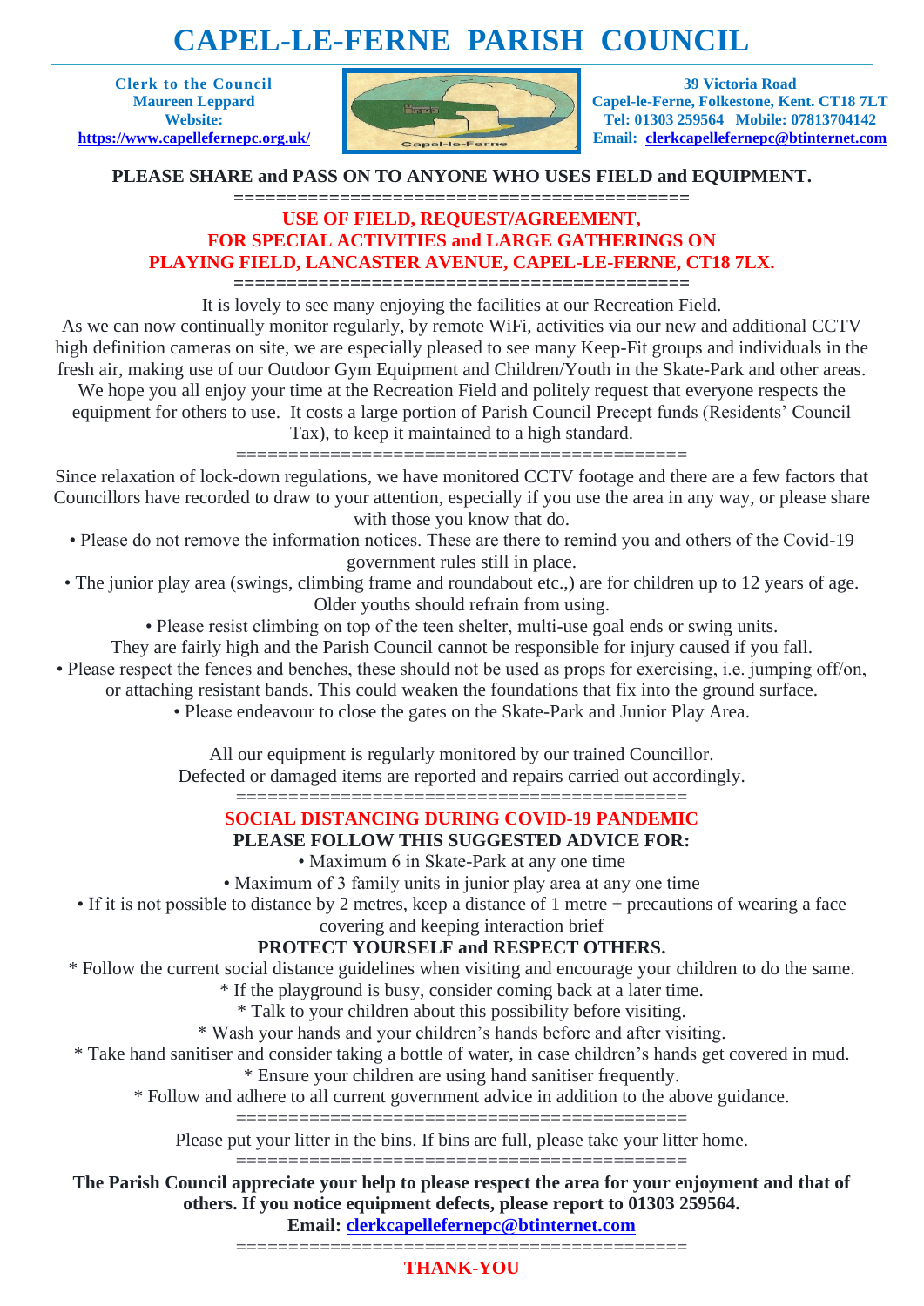# CAPEL-LE-FERNE PARISH COUNCIL

**Clerk to the Council**
**Maureen Leppard**
**Website:**
**https://www.capellefernepc.org.uk/**

**39 Victoria Road**
**Capel-le-Ferne, Folkestone, Kent. CT18 7LT**
**Tel: 01303 259564 Mobile: 07813704142**
**Email: clerkcapellefernepc@btinternet.com**

**PLEASE SHARE and PASS ON TO ANYONE WHO USES FIELD and EQUIPMENT.**

==========================================

## USE OF FIELD, REQUEST/AGREEMENT, FOR SPECIAL ACTIVITIES and LARGE GATHERINGS ON PLAYING FIELD, LANCASTER AVENUE, CAPEL-LE-FERNE, CT18 7LX.

==========================================

It is lovely to see many enjoying the facilities at our Recreation Field.

As we can now continually monitor regularly, by remote WiFi, activities via our new and additional CCTV high definition cameras on site, we are especially pleased to see many Keep-Fit groups and individuals in the fresh air, making use of our Outdoor Gym Equipment and Children/Youth in the Skate-Park and other areas. We hope you all enjoy your time at the Recreation Field and politely request that everyone respects the equipment for others to use. It costs a large portion of Parish Council Precept funds (Residents' Council Tax), to keep it maintained to a high standard.

==========================================

Since relaxation of lock-down regulations, we have monitored CCTV footage and there are a few factors that Councillors have recorded to draw to your attention, especially if you use the area in any way, or please share with those you know that do.

- Please do not remove the information notices. These are there to remind you and others of the Covid-19 government rules still in place.
- The junior play area (swings, climbing frame and roundabout etc.,) are for children up to 12 years of age. Older youths should refrain from using.
- Please resist climbing on top of the teen shelter, multi-use goal ends or swing units. They are fairly high and the Parish Council cannot be responsible for injury caused if you fall.
- Please respect the fences and benches, these should not be used as props for exercising, i.e. jumping off/on, or attaching resistant bands. This could weaken the foundations that fix into the ground surface.
- Please endeavour to close the gates on the Skate-Park and Junior Play Area.

All our equipment is regularly monitored by our trained Councillor.
Defected or damaged items are reported and repairs carried out accordingly.

==========================================

## SOCIAL DISTANCING DURING COVID-19 PANDEMIC

**PLEASE FOLLOW THIS SUGGESTED ADVICE FOR:**

- Maximum 6 in Skate-Park at any one time
- Maximum of 3 family units in junior play area at any one time
- If it is not possible to distance by 2 metres, keep a distance of 1 metre + precautions of wearing a face covering and keeping interaction brief

**PROTECT YOURSELF and RESPECT OTHERS.**

* Follow the current social distance guidelines when visiting and encourage your children to do the same.
* If the playground is busy, consider coming back at a later time.
* Talk to your children about this possibility before visiting.
* Wash your hands and your children's hands before and after visiting.
* Take hand sanitiser and consider taking a bottle of water, in case children's hands get covered in mud.
* Ensure your children are using hand sanitiser frequently.
* Follow and adhere to all current government advice in addition to the above guidance.

==========================================

Please put your litter in the bins. If bins are full, please take your litter home.

==========================================

**The Parish Council appreciate your help to please respect the area for your enjoyment and that of others. If you notice equipment defects, please report to 01303 259564.**
**Email: clerkcapellefernepc@btinternet.com**

==========================================

**THANK-YOU**